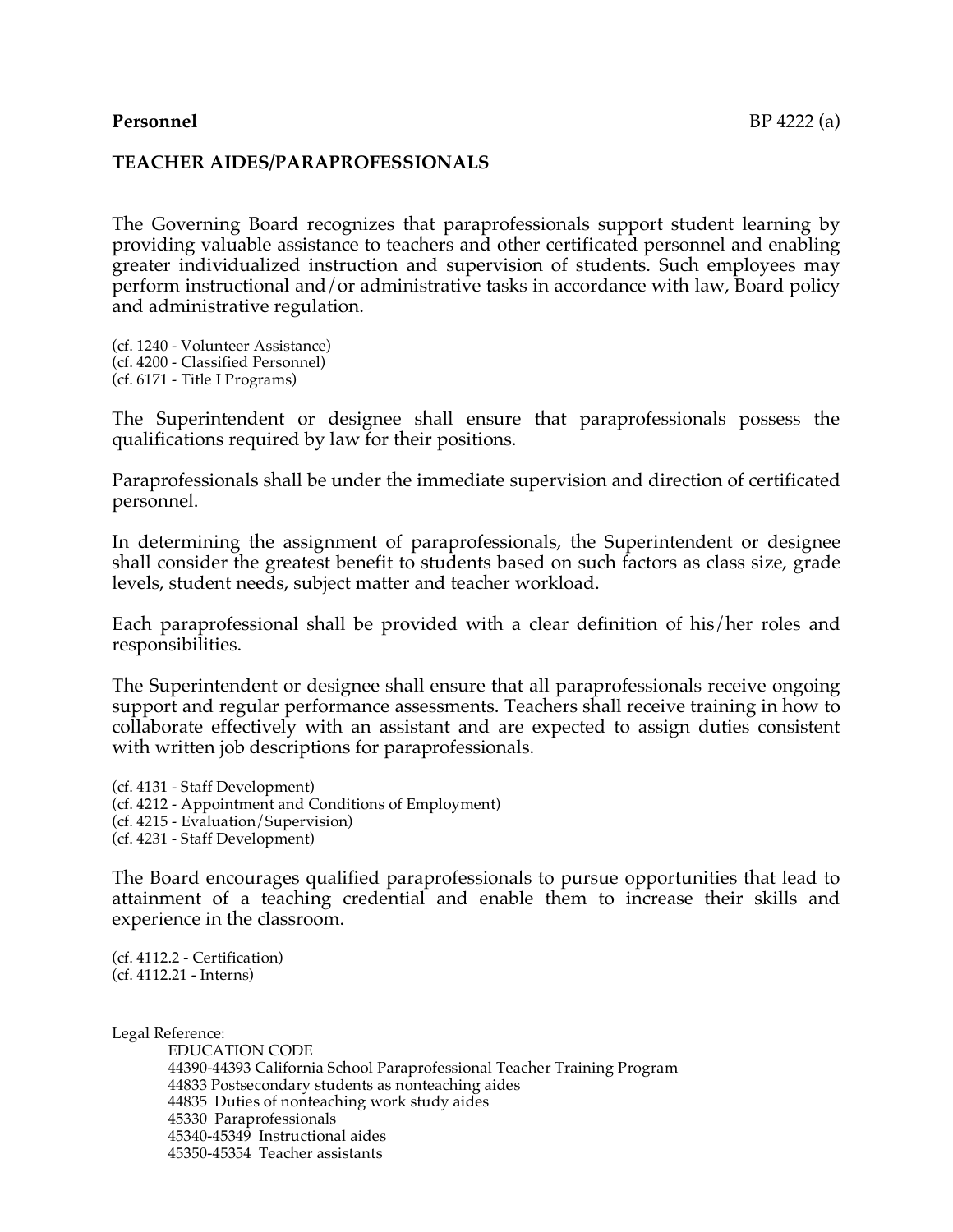**Personnel** BP 4222 (a)

**TEACHER AIDES/PARAPROFESSIONALS**

The Governing Board recognizes that paraprofessionals support student learning by providing valuable assistance to teachers and other certificated personnel and enabling greater individualized instruction and supervision of students. Such employees may perform instructional and/or administrative tasks in accordance with law, Board policy and administrative regulation.

(cf. 1240 - Volunteer Assistance)
(cf. 4200 - Classified Personnel)
(cf. 6171 - Title I Programs)

The Superintendent or designee shall ensure that paraprofessionals possess the qualifications required by law for their positions.

Paraprofessionals shall be under the immediate supervision and direction of certificated personnel.

In determining the assignment of paraprofessionals, the Superintendent or designee shall consider the greatest benefit to students based on such factors as class size, grade levels, student needs, subject matter and teacher workload.

Each paraprofessional shall be provided with a clear definition of his/her roles and responsibilities.

The Superintendent or designee shall ensure that all paraprofessionals receive ongoing support and regular performance assessments. Teachers shall receive training in how to collaborate effectively with an assistant and are expected to assign duties consistent with written job descriptions for paraprofessionals.

(cf. 4131 - Staff Development)
(cf. 4212 - Appointment and Conditions of Employment)
(cf. 4215 - Evaluation/Supervision)
(cf. 4231 - Staff Development)

The Board encourages qualified paraprofessionals to pursue opportunities that lead to attainment of a teaching credential and enable them to increase their skills and experience in the classroom.

(cf. 4112.2 - Certification)
(cf. 4112.21 - Interns)

Legal Reference:

EDUCATION CODE
44390-44393 California School Paraprofessional Teacher Training Program
44833 Postsecondary students as nonteaching aides
44835 Duties of nonteaching work study aides
45330 Paraprofessionals
45340-45349 Instructional aides
45350-45354 Teacher assistants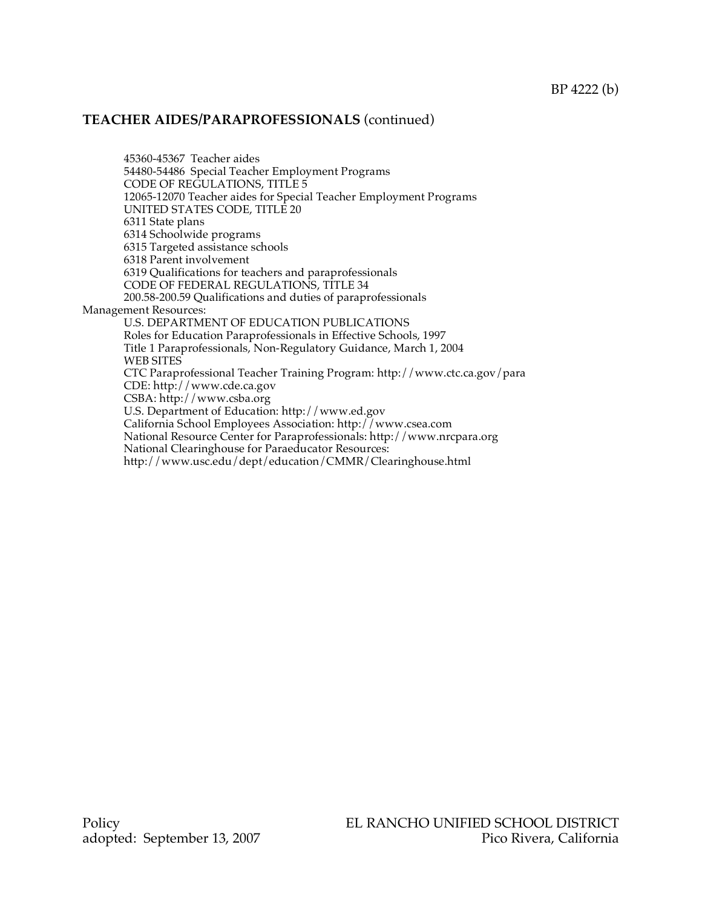## TEACHER AIDES/PARAPROFESSIONALS (continued)

45360-45367 Teacher aides
54480-54486 Special Teacher Employment Programs
CODE OF REGULATIONS, TITLE 5
12065-12070 Teacher aides for Special Teacher Employment Programs
UNITED STATES CODE, TITLE 20
6311 State plans
6314 Schoolwide programs
6315 Targeted assistance schools
6318 Parent involvement
6319 Qualifications for teachers and paraprofessionals
CODE OF FEDERAL REGULATIONS, TITLE 34
200.58-200.59 Qualifications and duties of paraprofessionals

Management Resources:

U.S. DEPARTMENT OF EDUCATION PUBLICATIONS
Roles for Education Paraprofessionals in Effective Schools, 1997
Title 1 Paraprofessionals, Non-Regulatory Guidance, March 1, 2004
WEB SITES
CTC Paraprofessional Teacher Training Program: http://www.ctc.ca.gov/para
CDE: http://www.cde.ca.gov
CSBA: http://www.csba.org
U.S. Department of Education: http://www.ed.gov
California School Employees Association: http://www.csea.com
National Resource Center for Paraprofessionals: http://www.nrcpara.org
National Clearinghouse for Paraeducator Resources:
http://www.usc.edu/dept/education/CMMR/Clearinghouse.html

Policy
adopted: September 13, 2007

EL RANCHO UNIFIED SCHOOL DISTRICT
Pico Rivera, California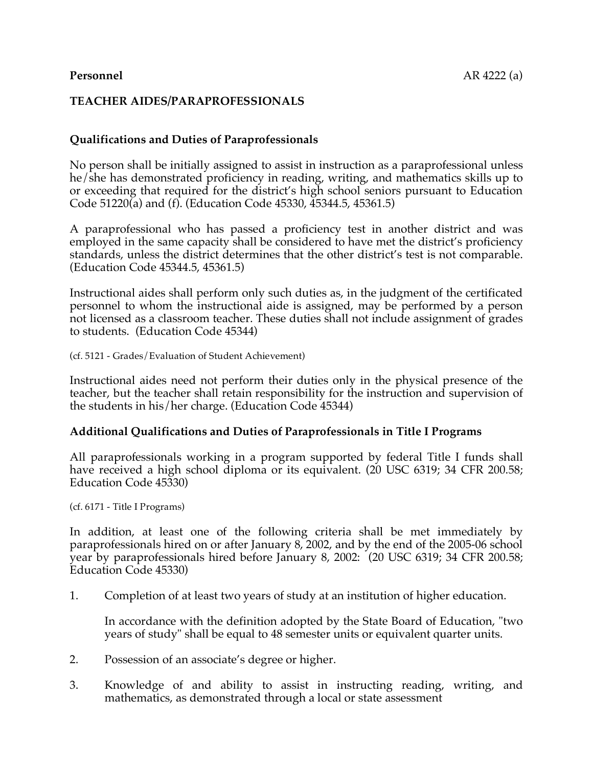**Personnel**

## TEACHER AIDES/PARAPROFESSIONALS

### Qualifications and Duties of Paraprofessionals

No person shall be initially assigned to assist in instruction as a paraprofessional unless he/she has demonstrated proficiency in reading, writing, and mathematics skills up to or exceeding that required for the district's high school seniors pursuant to Education Code 51220(a) and (f). (Education Code 45330, 45344.5, 45361.5)

A paraprofessional who has passed a proficiency test in another district and was employed in the same capacity shall be considered to have met the district's proficiency standards, unless the district determines that the other district's test is not comparable. (Education Code 45344.5, 45361.5)

Instructional aides shall perform only such duties as, in the judgment of the certificated personnel to whom the instructional aide is assigned, may be performed by a person not licensed as a classroom teacher. These duties shall not include assignment of grades to students. (Education Code 45344)

(cf. 5121 - Grades/Evaluation of Student Achievement)

Instructional aides need not perform their duties only in the physical presence of the teacher, but the teacher shall retain responsibility for the instruction and supervision of the students in his/her charge. (Education Code 45344)

### Additional Qualifications and Duties of Paraprofessionals in Title I Programs

All paraprofessionals working in a program supported by federal Title I funds shall have received a high school diploma or its equivalent. (20 USC 6319; 34 CFR 200.58; Education Code 45330)

(cf. 6171 - Title I Programs)

In addition, at least one of the following criteria shall be met immediately by paraprofessionals hired on or after January 8, 2002, and by the end of the 2005-06 school year by paraprofessionals hired before January 8, 2002: (20 USC 6319; 34 CFR 200.58; Education Code 45330)

1. Completion of at least two years of study at an institution of higher education.

   In accordance with the definition adopted by the State Board of Education, "two years of study" shall be equal to 48 semester units or equivalent quarter units.

2. Possession of an associate's degree or higher.

3. Knowledge of and ability to assist in instructing reading, writing, and mathematics, as demonstrated through a local or state assessment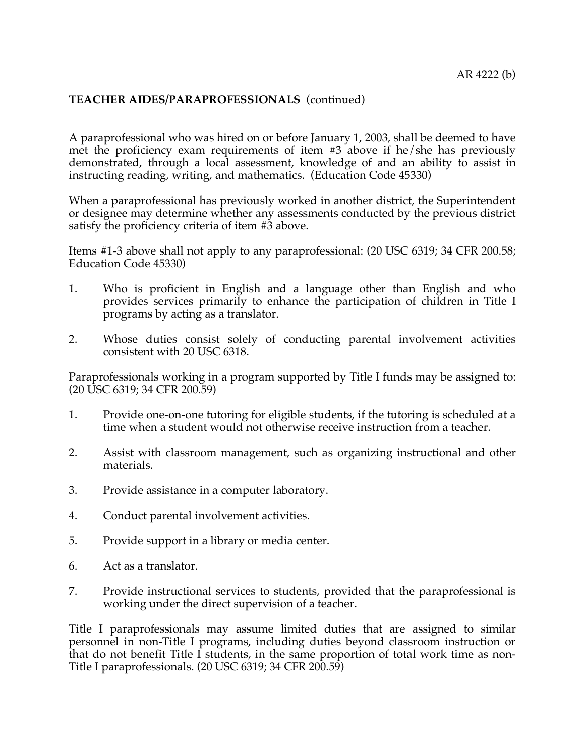**TEACHER AIDES/PARAPROFESSIONALS** (continued)

A paraprofessional who was hired on or before January 1, 2003, shall be deemed to have met the proficiency exam requirements of item #3 above if he/she has previously demonstrated, through a local assessment, knowledge of and an ability to assist in instructing reading, writing, and mathematics. (Education Code 45330)

When a paraprofessional has previously worked in another district, the Superintendent or designee may determine whether any assessments conducted by the previous district satisfy the proficiency criteria of item #3 above.

Items #1-3 above shall not apply to any paraprofessional: (20 USC 6319; 34 CFR 200.58; Education Code 45330)

1. Who is proficient in English and a language other than English and who provides services primarily to enhance the participation of children in Title I programs by acting as a translator.

2. Whose duties consist solely of conducting parental involvement activities consistent with 20 USC 6318.

Paraprofessionals working in a program supported by Title I funds may be assigned to: (20 USC 6319; 34 CFR 200.59)

1. Provide one-on-one tutoring for eligible students, if the tutoring is scheduled at a time when a student would not otherwise receive instruction from a teacher.

2. Assist with classroom management, such as organizing instructional and other materials.

3. Provide assistance in a computer laboratory.

4. Conduct parental involvement activities.

5. Provide support in a library or media center.

6. Act as a translator.

7. Provide instructional services to students, provided that the paraprofessional is working under the direct supervision of a teacher.

Title I paraprofessionals may assume limited duties that are assigned to similar personnel in non-Title I programs, including duties beyond classroom instruction or that do not benefit Title I students, in the same proportion of total work time as non-Title I paraprofessionals. (20 USC 6319; 34 CFR 200.59)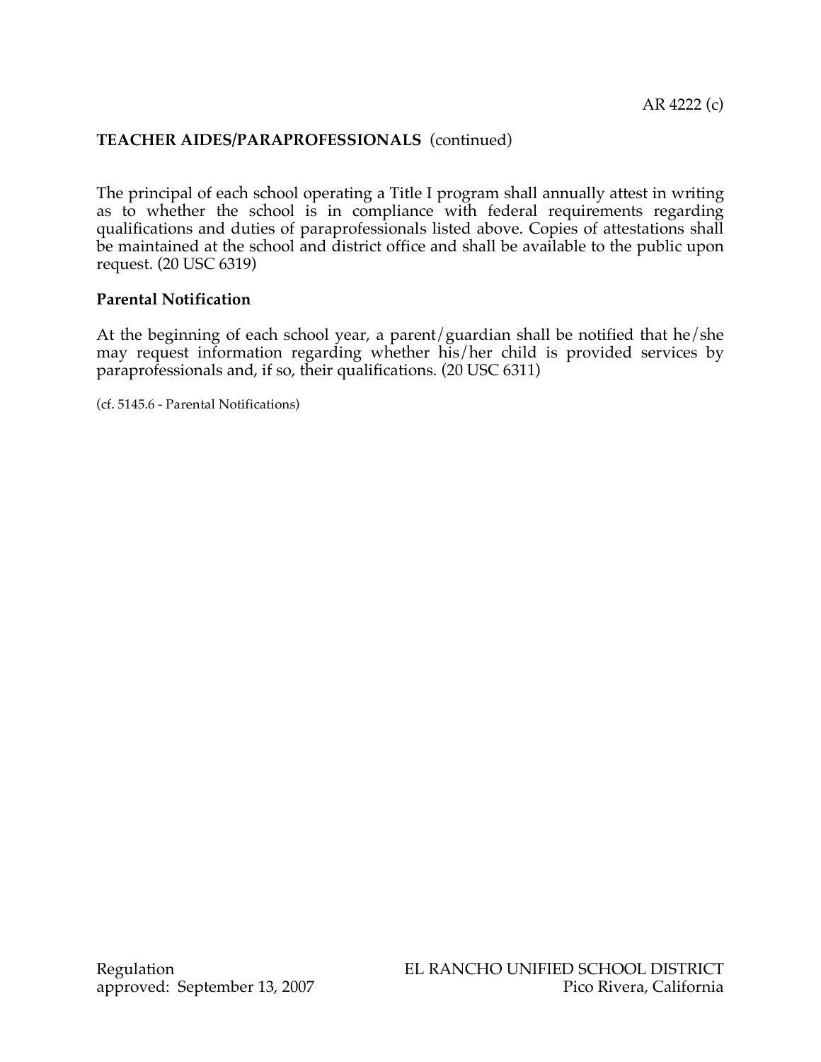**TEACHER AIDES/PARAPROFESSIONALS** (continued)

The principal of each school operating a Title I program shall annually attest in writing as to whether the school is in compliance with federal requirements regarding qualifications and duties of paraprofessionals listed above. Copies of attestations shall be maintained at the school and district office and shall be available to the public upon request. (20 USC 6319)

**Parental Notification**

At the beginning of each school year, a parent/guardian shall be notified that he/she may request information regarding whether his/her child is provided services by paraprofessionals and, if so, their qualifications. (20 USC 6311)

(cf. 5145.6 - Parental Notifications)

Regulation
approved: September 13, 2007

EL RANCHO UNIFIED SCHOOL DISTRICT
Pico Rivera, California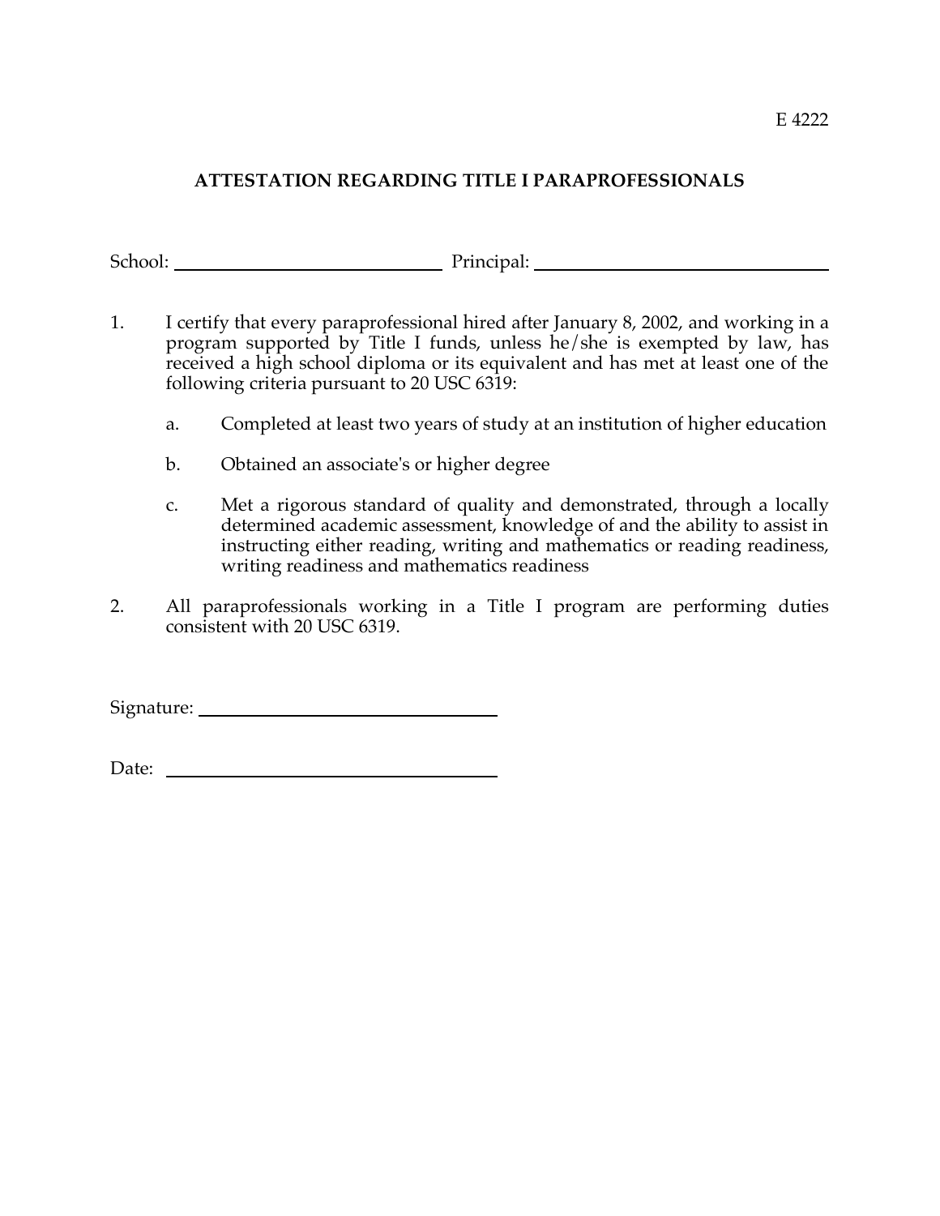E 4222

## ATTESTATION REGARDING TITLE I PARAPROFESSIONALS

School: ______________________________ Principal: ________________________________

1. I certify that every paraprofessional hired after January 8, 2002, and working in a program supported by Title I funds, unless he/she is exempted by law, has received a high school diploma or its equivalent and has met at least one of the following criteria pursuant to 20 USC 6319:

   a. Completed at least two years of study at an institution of higher education

   b. Obtained an associate's or higher degree

   c. Met a rigorous standard of quality and demonstrated, through a locally determined academic assessment, knowledge of and the ability to assist in instructing either reading, writing and mathematics or reading readiness, writing readiness and mathematics readiness

2. All paraprofessionals working in a Title I program are performing duties consistent with 20 USC 6319.

Signature: ________________________________

Date: ____________________________________